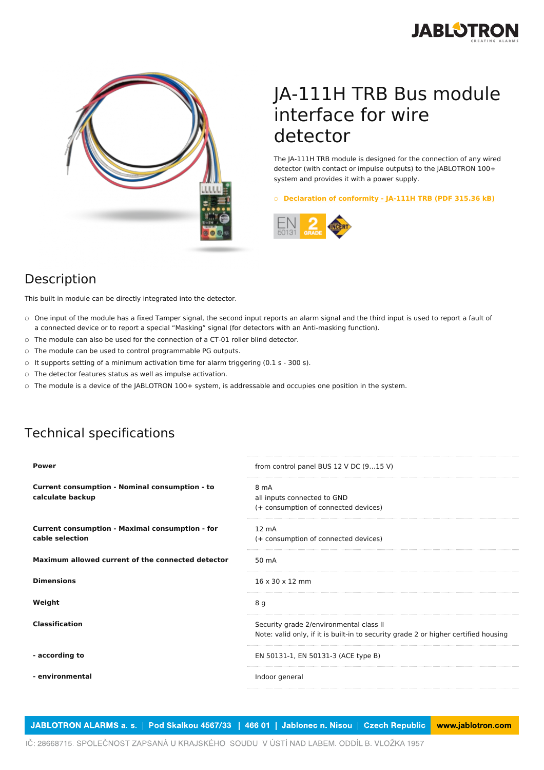# JA-111H TRB Bus module interface for wire detector

The JA-111H TRB module is designed for the connection of any wired detector (with contact or impulse outputs) to the JABLOTRON 100+ system and provides it with a power supply.

- Declaration of conformity - JA-111H TRB (PDF 315.36 kB)

## Description

This built-in module can be directly integrated into the detector.

- One input of the module has a fixed Tamper signal, the second input reports an alarm signal and the third input is used to report a fault of a connected device or to report a special “Masking” signal (for detectors with an Anti-masking function).
- The module can also be used for the connection of a CT-01 roller blind detector.
- The module can be used to control programmable PG outputs.
- It supports setting of a minimum activation time for alarm triggering (0.1 s - 300 s).
- The detector features status as well as impulse activation.
- The module is a device of the JABLOTRON 100+ system, is addressable and occupies one position in the system.

## Technical specifications

| | |
|---|---|
| **Power** | from control panel BUS 12 V DC (9...15 V) |
| **Current consumption - Nominal consumption - to calculate backup** | 8 mA<br>all inputs connected to GND<br>(+ consumption of connected devices) |
| **Current consumption - Maximal consumption - for cable selection** | 12 mA<br>(+ consumption of connected devices) |
| **Maximum allowed current of the connected detector** | 50 mA |
| **Dimensions** | 16 x 30 x 12 mm |
| **Weight** | 8 g |
| **Classification** | Security grade 2/environmental class II<br>Note: valid only, if it is built-in to security grade 2 or higher certified housing |
| **- according to** | EN 50131-1, EN 50131-3 (ACE type B) |
| **- environmental** | Indoor general |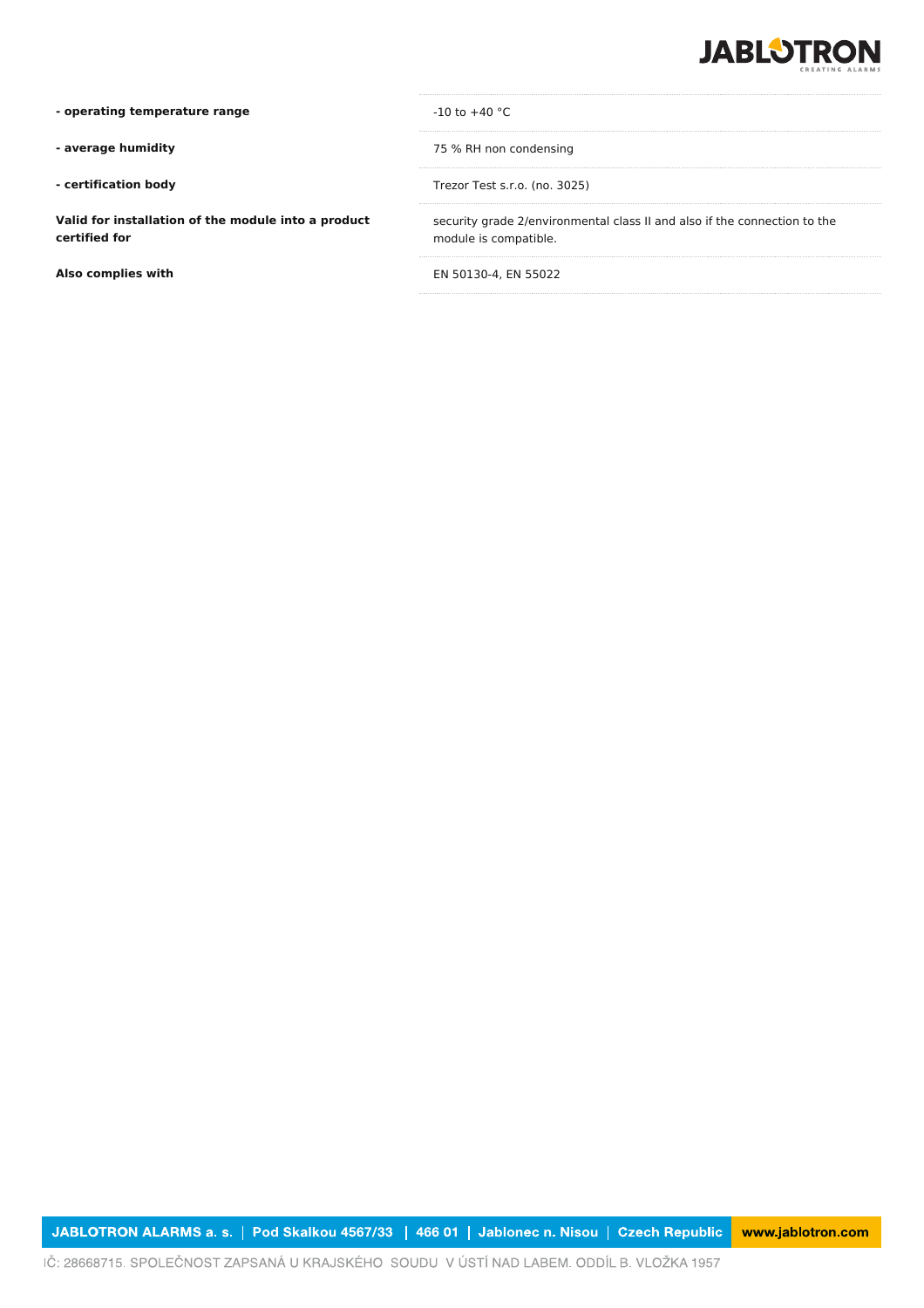| | |
|---|---|
| **- operating temperature range** | -10 to +40 °C |
| **- average humidity** | 75 % RH non condensing |
| **- certification body** | Trezor Test s.r.o. (no. 3025) |
| **Valid for installation of the module into a product certified for** | security grade 2/environmental class II and also if the connection to the module is compatible. |
| **Also complies with** | EN 50130-4, EN 55022 |